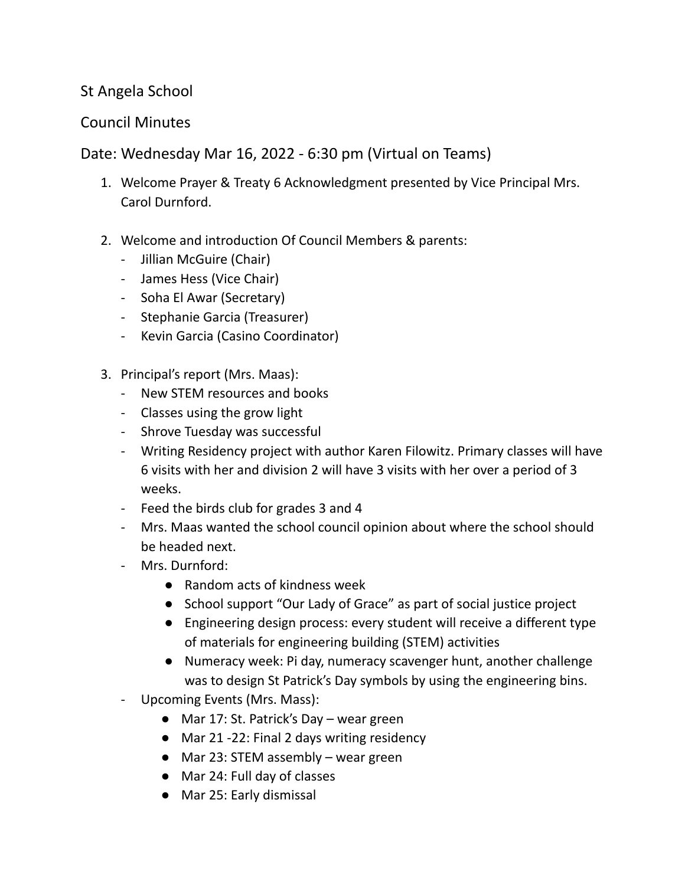St Angela School

Council Minutes

Date: Wednesday Mar 16, 2022 - 6:30 pm (Virtual on Teams)

1. Welcome Prayer & Treaty 6 Acknowledgment presented by Vice Principal Mrs. Carol Durnford.

2. Welcome and introduction Of Council Members & parents:
   - Jillian McGuire (Chair)
   - James Hess (Vice Chair)
   - Soha El Awar (Secretary)
   - Stephanie Garcia (Treasurer)
   - Kevin Garcia (Casino Coordinator)

3. Principal's report (Mrs. Maas):
   - New STEM resources and books
   - Classes using the grow light
   - Shrove Tuesday was successful
   - Writing Residency project with author Karen Filowitz. Primary classes will have 6 visits with her and division 2 will have 3 visits with her over a period of 3 weeks.
   - Feed the birds club for grades 3 and 4
   - Mrs. Maas wanted the school council opinion about where the school should be headed next.
   - Mrs. Durnford:
     - Random acts of kindness week
     - School support "Our Lady of Grace" as part of social justice project
     - Engineering design process: every student will receive a different type of materials for engineering building (STEM) activities
     - Numeracy week: Pi day, numeracy scavenger hunt, another challenge was to design St Patrick's Day symbols by using the engineering bins.
   - Upcoming Events (Mrs. Mass):
     - Mar 17: St. Patrick's Day – wear green
     - Mar 21 -22: Final 2 days writing residency
     - Mar 23: STEM assembly – wear green
     - Mar 24: Full day of classes
     - Mar 25: Early dismissal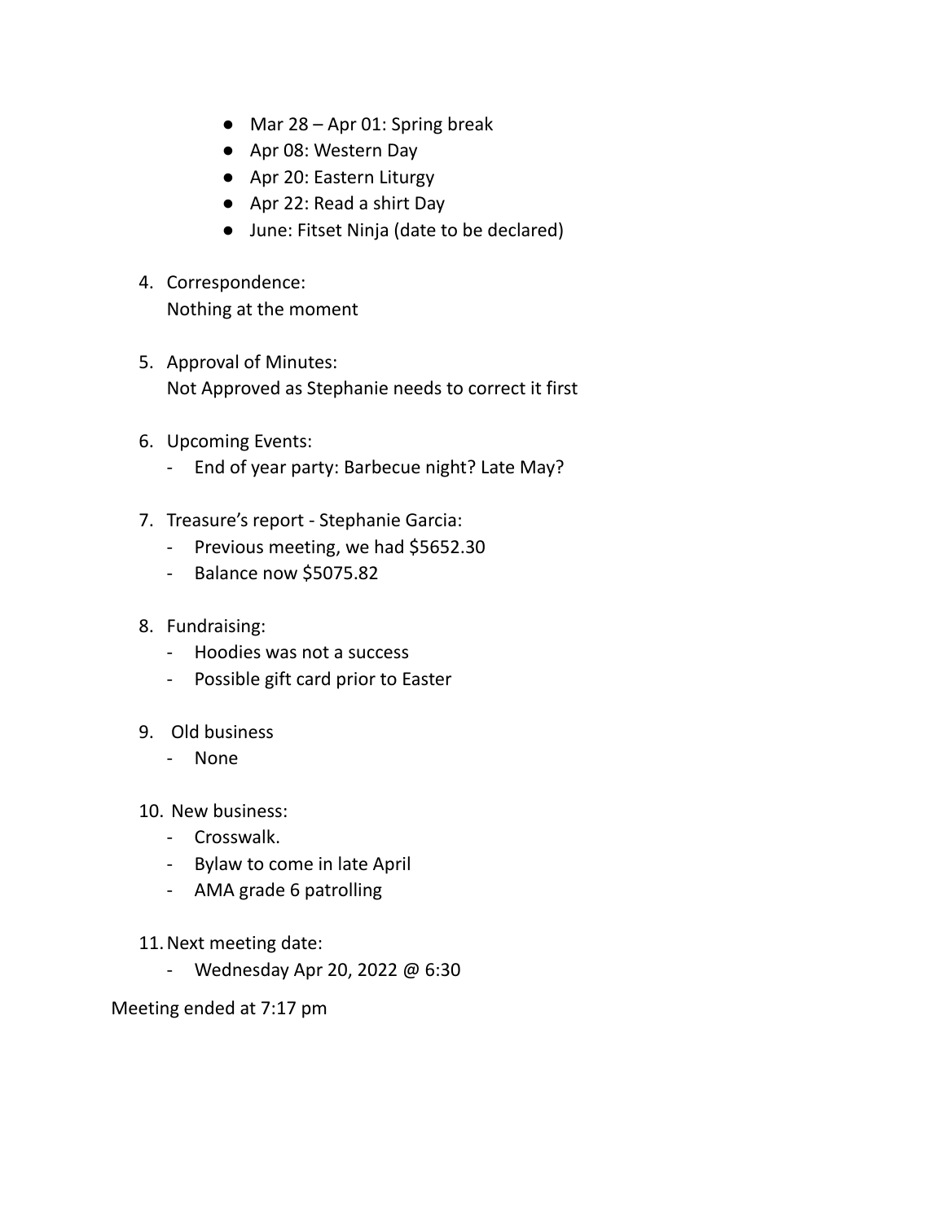- Mar 28 – Apr 01: Spring break
- Apr 08: Western Day
- Apr 20: Eastern Liturgy
- Apr 22: Read a shirt Day
- June: Fitset Ninja (date to be declared)

4. Correspondence:
   Nothing at the moment

5. Approval of Minutes:
   Not Approved as Stephanie needs to correct it first

6. Upcoming Events:
   - End of year party: Barbecue night? Late May?

7. Treasure's report - Stephanie Garcia:
   - Previous meeting, we had $5652.30
   - Balance now $5075.82

8. Fundraising:
   - Hoodies was not a success
   - Possible gift card prior to Easter

9. Old business
   - None

10. New business:
    - Crosswalk.
    - Bylaw to come in late April
    - AMA grade 6 patrolling

11. Next meeting date:
    - Wednesday Apr 20, 2022 @ 6:30

Meeting ended at 7:17 pm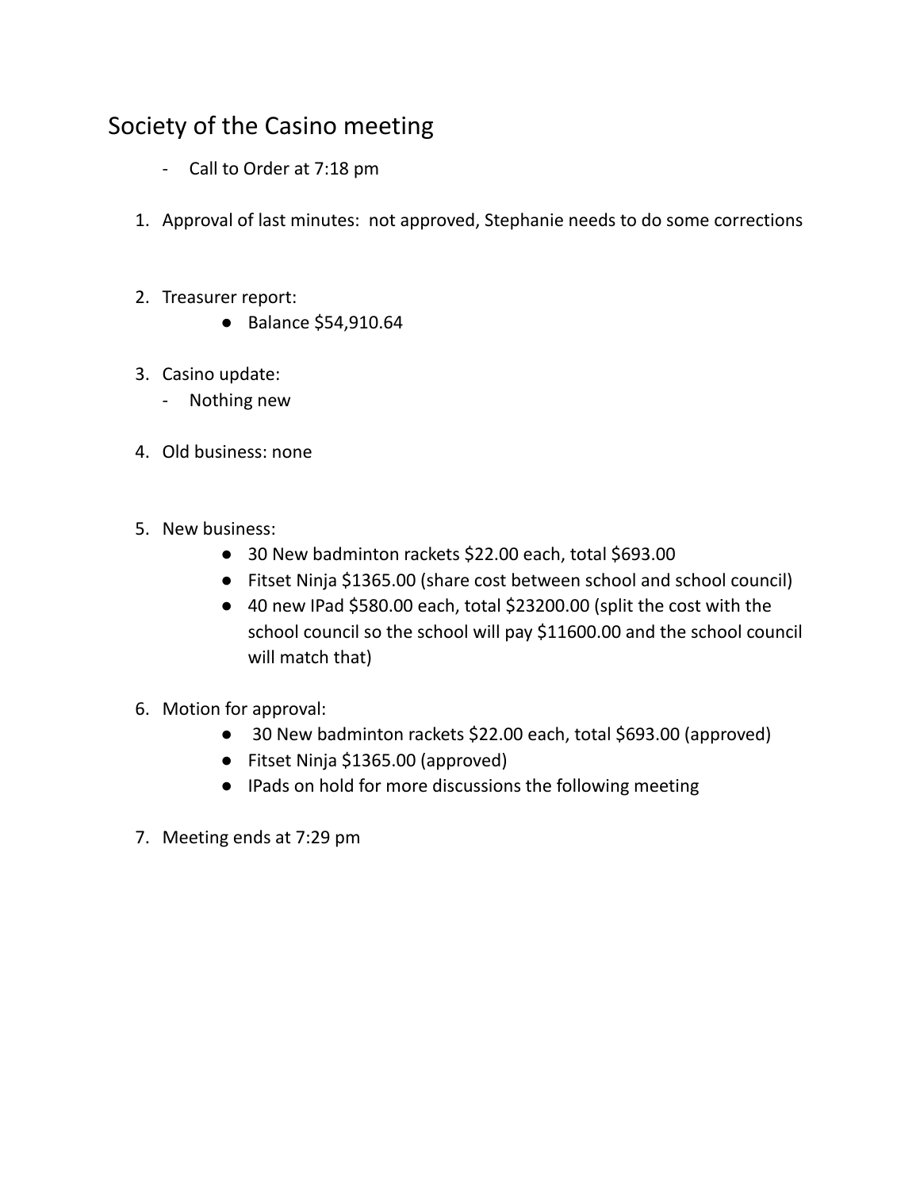## Society of the Casino meeting

- Call to Order at 7:18 pm

1. Approval of last minutes: not approved, Stephanie needs to do some corrections

2. Treasurer report:
   - Balance $54,910.64

3. Casino update:
   - Nothing new

4. Old business: none

5. New business:
   - 30 New badminton rackets $22.00 each, total $693.00
   - Fitset Ninja $1365.00 (share cost between school and school council)
   - 40 new IPad $580.00 each, total $23200.00 (split the cost with the school council so the school will pay $11600.00 and the school council will match that)

6. Motion for approval:
   - 30 New badminton rackets $22.00 each, total $693.00 (approved)
   - Fitset Ninja $1365.00 (approved)
   - IPads on hold for more discussions the following meeting

7. Meeting ends at 7:29 pm